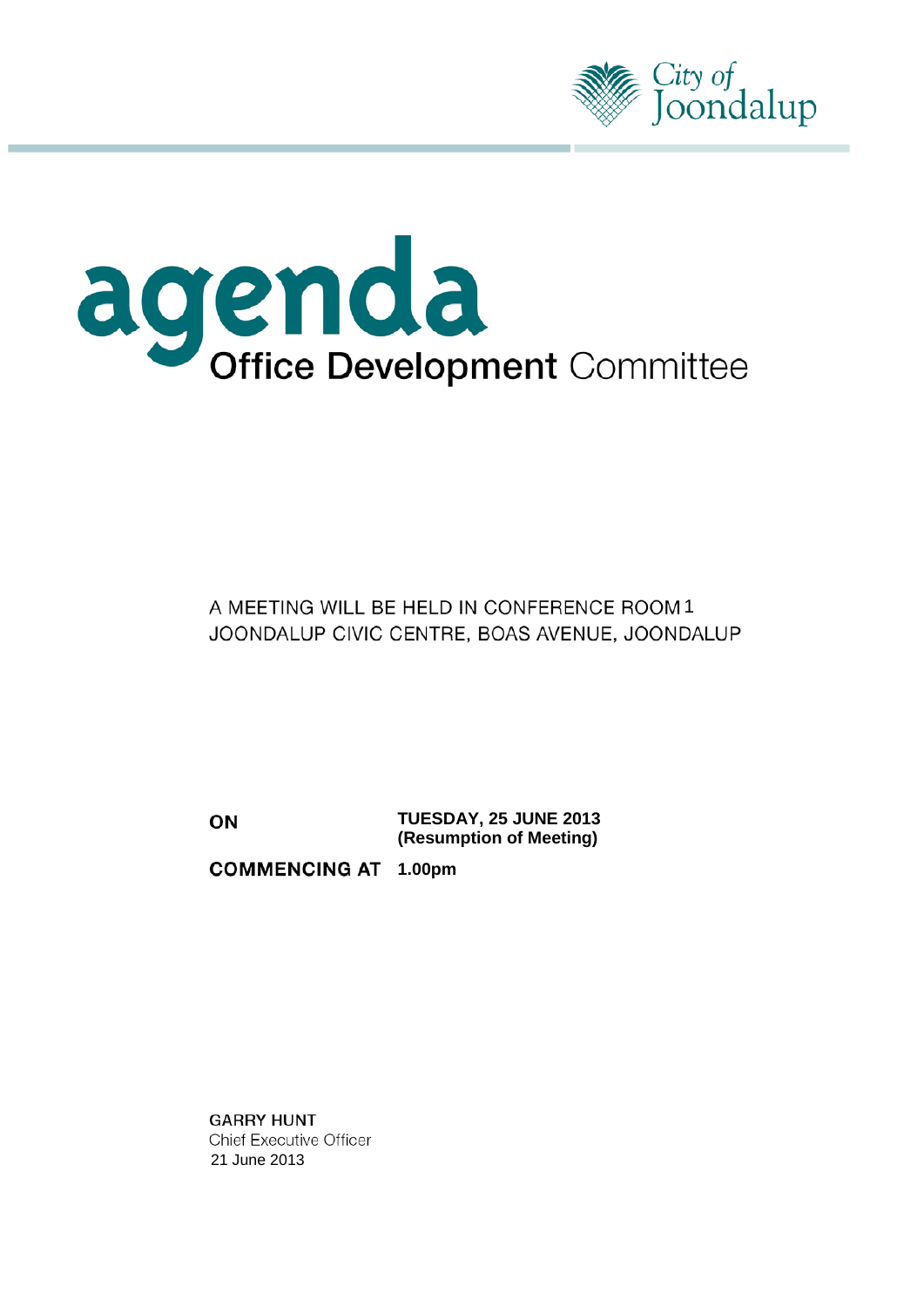City of Joondalup

# agenda
## Office Development Committee

A MEETING WILL BE HELD IN CONFERENCE ROOM 1
JOONDALUP CIVIC CENTRE, BOAS AVENUE, JOONDALUP

**ON** **TUESDAY, 25 JUNE 2013**
**(Resumption of Meeting)**

**COMMENCING AT** **1.00pm**

**GARRY HUNT**
Chief Executive Officer
21 June 2013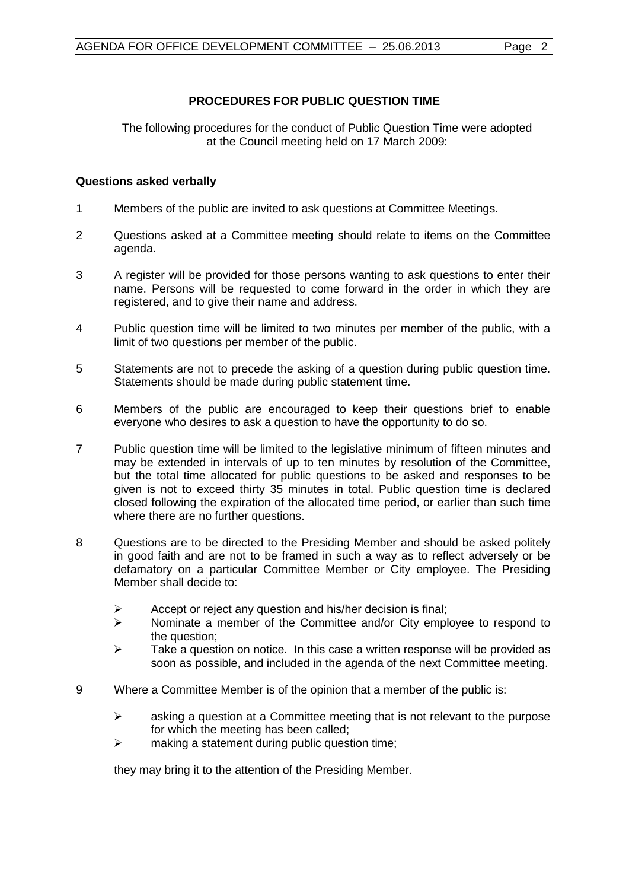## PROCEDURES FOR PUBLIC QUESTION TIME

The following procedures for the conduct of Public Question Time were adopted at the Council meeting held on 17 March 2009:

**Questions asked verbally**

1. Members of the public are invited to ask questions at Committee Meetings.

2. Questions asked at a Committee meeting should relate to items on the Committee agenda.

3. A register will be provided for those persons wanting to ask questions to enter their name. Persons will be requested to come forward in the order in which they are registered, and to give their name and address.

4. Public question time will be limited to two minutes per member of the public, with a limit of two questions per member of the public.

5. Statements are not to precede the asking of a question during public question time. Statements should be made during public statement time.

6. Members of the public are encouraged to keep their questions brief to enable everyone who desires to ask a question to have the opportunity to do so.

7. Public question time will be limited to the legislative minimum of fifteen minutes and may be extended in intervals of up to ten minutes by resolution of the Committee, but the total time allocated for public questions to be asked and responses to be given is not to exceed thirty 35 minutes in total. Public question time is declared closed following the expiration of the allocated time period, or earlier than such time where there are no further questions.

8. Questions are to be directed to the Presiding Member and should be asked politely in good faith and are not to be framed in such a way as to reflect adversely or be defamatory on a particular Committee Member or City employee. The Presiding Member shall decide to:

   - Accept or reject any question and his/her decision is final;
   - Nominate a member of the Committee and/or City employee to respond to the question;
   - Take a question on notice. In this case a written response will be provided as soon as possible, and included in the agenda of the next Committee meeting.

9. Where a Committee Member is of the opinion that a member of the public is:

   - asking a question at a Committee meeting that is not relevant to the purpose for which the meeting has been called;
   - making a statement during public question time;

   they may bring it to the attention of the Presiding Member.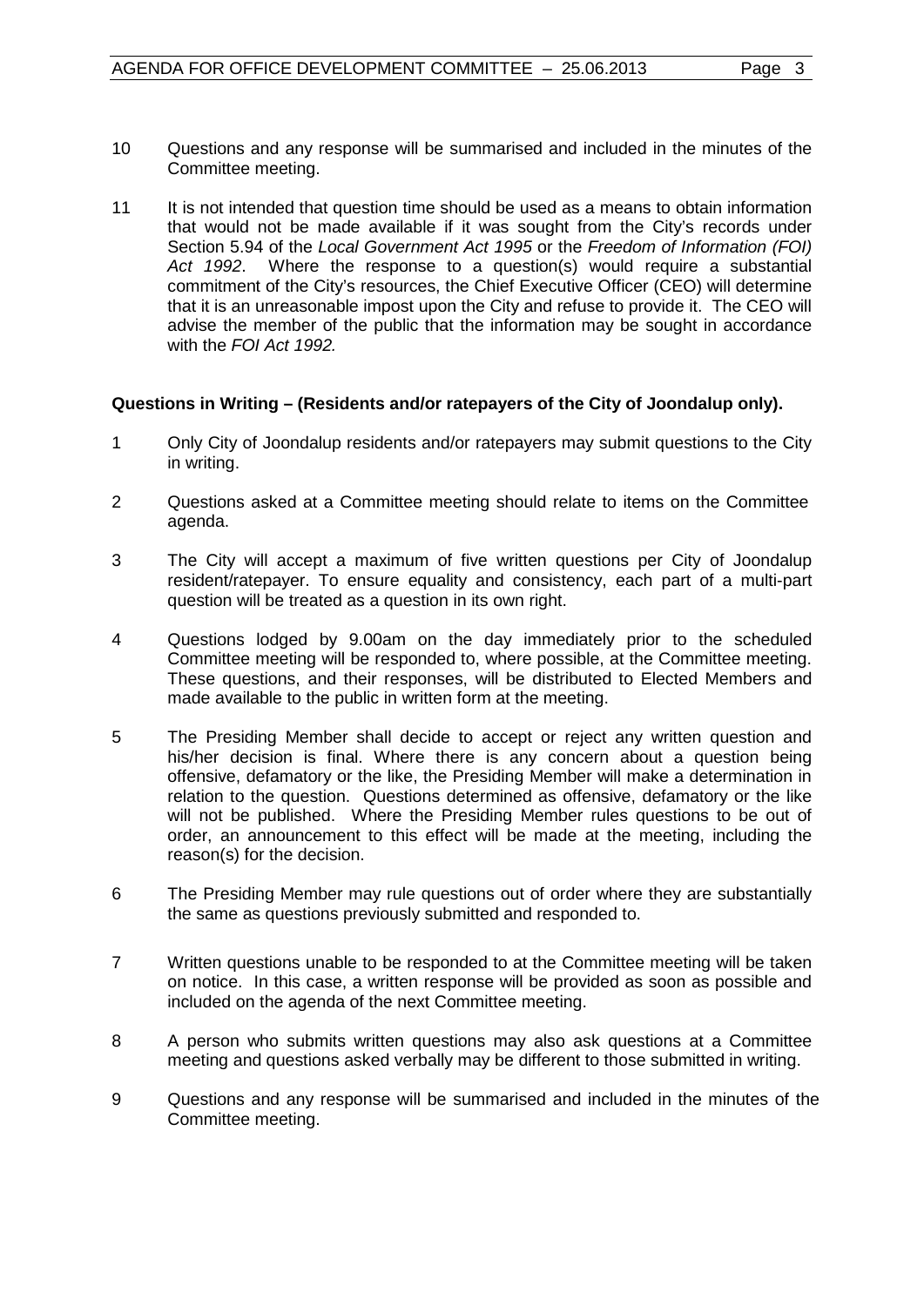10 Questions and any response will be summarised and included in the minutes of the Committee meeting.

11 It is not intended that question time should be used as a means to obtain information that would not be made available if it was sought from the City's records under Section 5.94 of the *Local Government Act 1995* or the *Freedom of Information (FOI) Act 1992*. Where the response to a question(s) would require a substantial commitment of the City's resources, the Chief Executive Officer (CEO) will determine that it is an unreasonable impost upon the City and refuse to provide it. The CEO will advise the member of the public that the information may be sought in accordance with the *FOI Act 1992.*

**Questions in Writing – (Residents and/or ratepayers of the City of Joondalup only).**

1 Only City of Joondalup residents and/or ratepayers may submit questions to the City in writing.

2 Questions asked at a Committee meeting should relate to items on the Committee agenda.

3 The City will accept a maximum of five written questions per City of Joondalup resident/ratepayer. To ensure equality and consistency, each part of a multi-part question will be treated as a question in its own right.

4 Questions lodged by 9.00am on the day immediately prior to the scheduled Committee meeting will be responded to, where possible, at the Committee meeting. These questions, and their responses, will be distributed to Elected Members and made available to the public in written form at the meeting.

5 The Presiding Member shall decide to accept or reject any written question and his/her decision is final. Where there is any concern about a question being offensive, defamatory or the like, the Presiding Member will make a determination in relation to the question. Questions determined as offensive, defamatory or the like will not be published. Where the Presiding Member rules questions to be out of order, an announcement to this effect will be made at the meeting, including the reason(s) for the decision.

6 The Presiding Member may rule questions out of order where they are substantially the same as questions previously submitted and responded to.

7 Written questions unable to be responded to at the Committee meeting will be taken on notice. In this case, a written response will be provided as soon as possible and included on the agenda of the next Committee meeting.

8 A person who submits written questions may also ask questions at a Committee meeting and questions asked verbally may be different to those submitted in writing.

9 Questions and any response will be summarised and included in the minutes of the Committee meeting.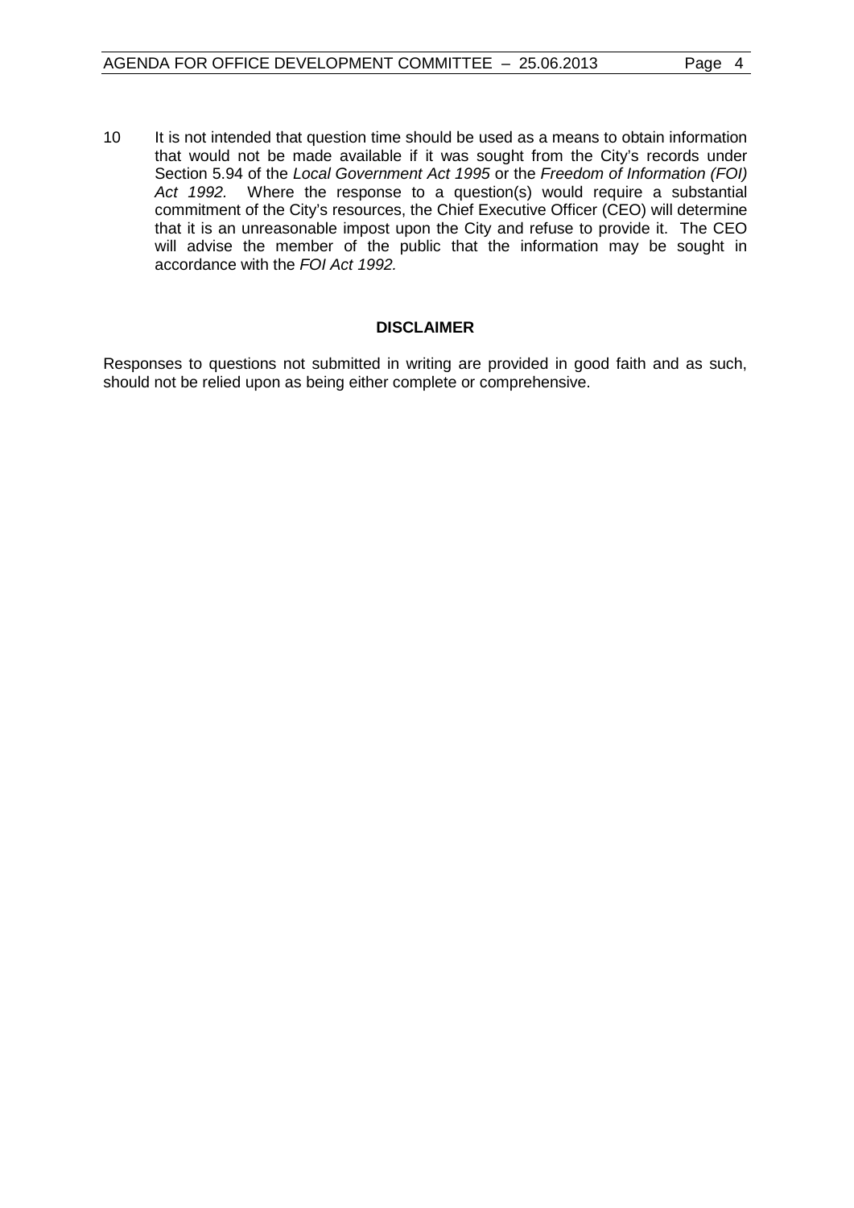10 It is not intended that question time should be used as a means to obtain information that would not be made available if it was sought from the City's records under Section 5.94 of the *Local Government Act 1995* or the *Freedom of Information (FOI) Act 1992.* Where the response to a question(s) would require a substantial commitment of the City's resources, the Chief Executive Officer (CEO) will determine that it is an unreasonable impost upon the City and refuse to provide it. The CEO will advise the member of the public that the information may be sought in accordance with the *FOI Act 1992.*

**DISCLAIMER**

Responses to questions not submitted in writing are provided in good faith and as such, should not be relied upon as being either complete or comprehensive.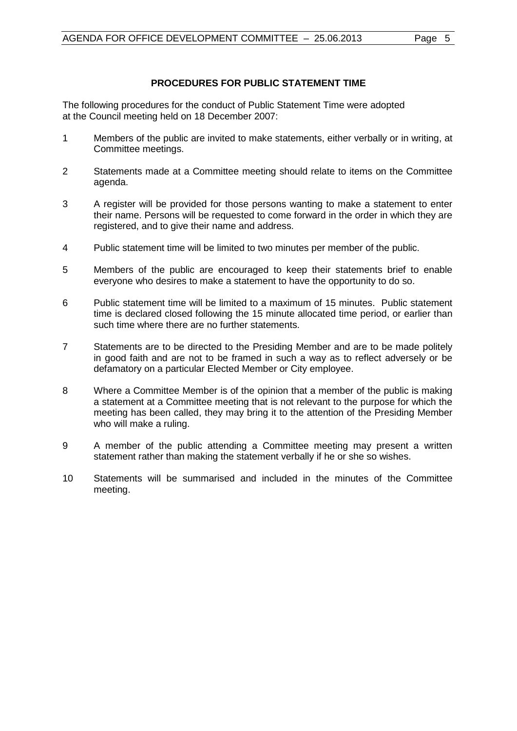## PROCEDURES FOR PUBLIC STATEMENT TIME

The following procedures for the conduct of Public Statement Time were adopted at the Council meeting held on 18 December 2007:

1. Members of the public are invited to make statements, either verbally or in writing, at Committee meetings.
2. Statements made at a Committee meeting should relate to items on the Committee agenda.
3. A register will be provided for those persons wanting to make a statement to enter their name. Persons will be requested to come forward in the order in which they are registered, and to give their name and address.
4. Public statement time will be limited to two minutes per member of the public.
5. Members of the public are encouraged to keep their statements brief to enable everyone who desires to make a statement to have the opportunity to do so.
6. Public statement time will be limited to a maximum of 15 minutes. Public statement time is declared closed following the 15 minute allocated time period, or earlier than such time where there are no further statements.
7. Statements are to be directed to the Presiding Member and are to be made politely in good faith and are not to be framed in such a way as to reflect adversely or be defamatory on a particular Elected Member or City employee.
8. Where a Committee Member is of the opinion that a member of the public is making a statement at a Committee meeting that is not relevant to the purpose for which the meeting has been called, they may bring it to the attention of the Presiding Member who will make a ruling.
9. A member of the public attending a Committee meeting may present a written statement rather than making the statement verbally if he or she so wishes.
10. Statements will be summarised and included in the minutes of the Committee meeting.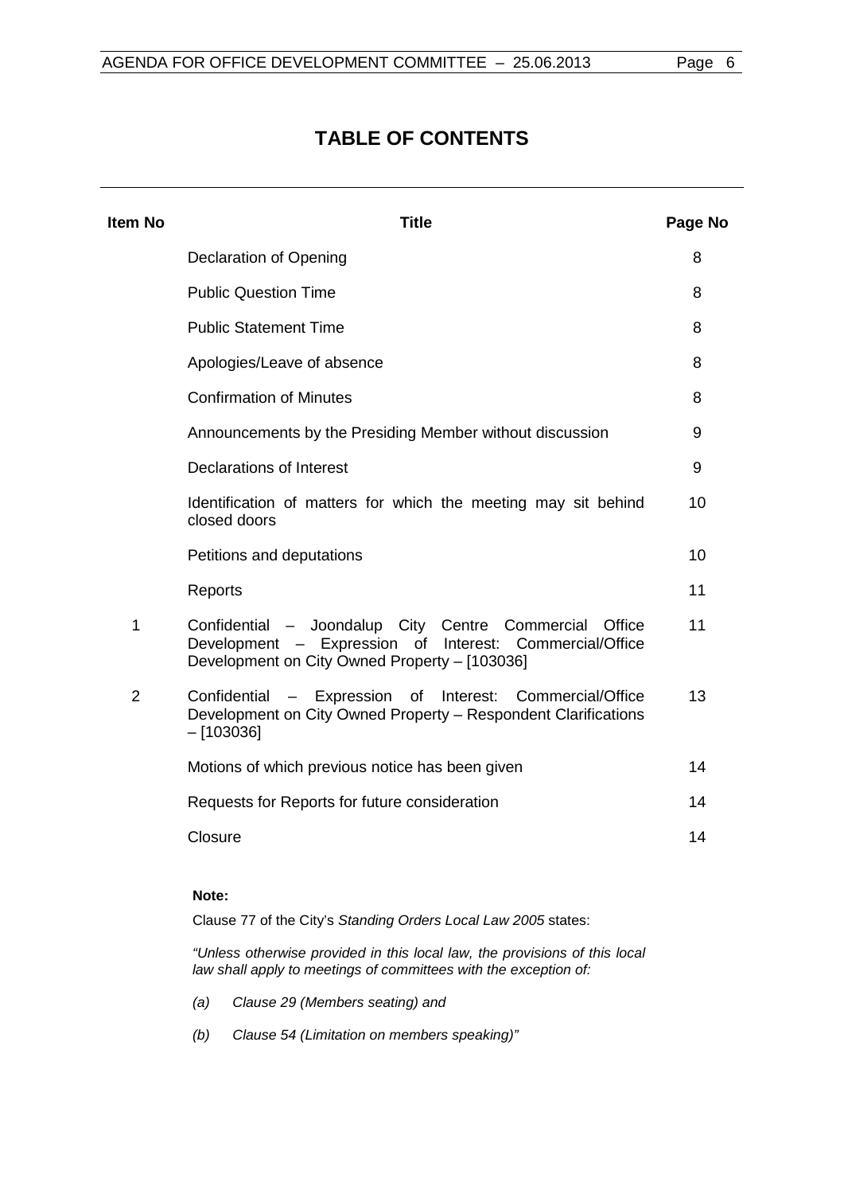# TABLE OF CONTENTS

| Item No | Title | Page No |
|---|---|---|
| | Declaration of Opening | 8 |
| | Public Question Time | 8 |
| | Public Statement Time | 8 |
| | Apologies/Leave of absence | 8 |
| | Confirmation of Minutes | 8 |
| | Announcements by the Presiding Member without discussion | 9 |
| | Declarations of Interest | 9 |
| | Identification of matters for which the meeting may sit behind closed doors | 10 |
| | Petitions and deputations | 10 |
| | Reports | 11 |
| 1 | Confidential – Joondalup City Centre Commercial Office Development – Expression of Interest: Commercial/Office Development on City Owned Property – [103036] | 11 |
| 2 | Confidential – Expression of Interest: Commercial/Office Development on City Owned Property – Respondent Clarifications – [103036] | 13 |
| | Motions of which previous notice has been given | 14 |
| | Requests for Reports for future consideration | 14 |
| | Closure | 14 |

**Note:**

Clause 77 of the City's *Standing Orders Local Law 2005* states:

*"Unless otherwise provided in this local law, the provisions of this local law shall apply to meetings of committees with the exception of:*

*(a) Clause 29 (Members seating) and*

*(b) Clause 54 (Limitation on members speaking)"*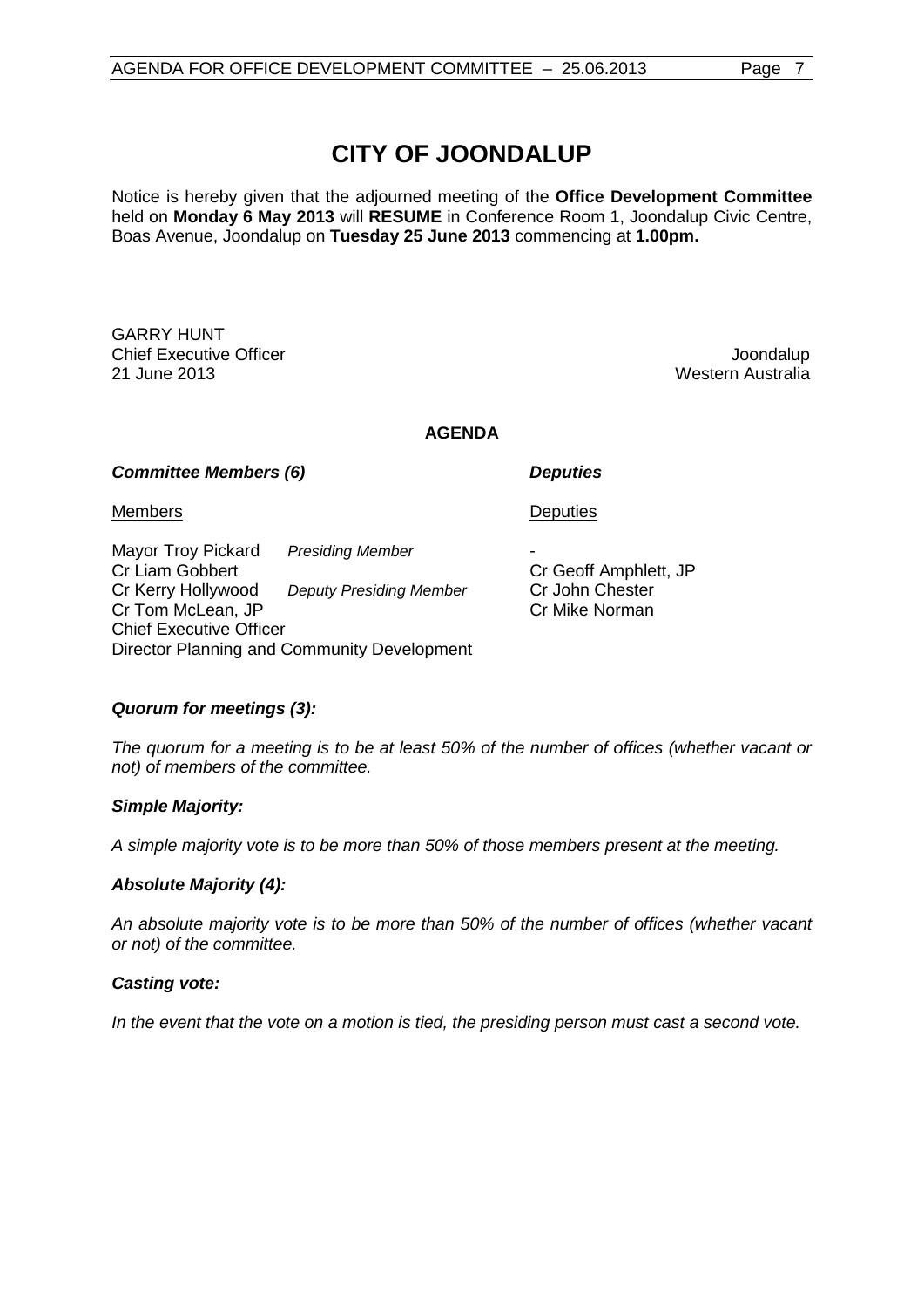# CITY OF JOONDALUP

Notice is hereby given that the adjourned meeting of the **Office Development Committee** held on **Monday 6 May 2013** will **RESUME** in Conference Room 1, Joondalup Civic Centre, Boas Avenue, Joondalup on **Tuesday 25 June 2013** commencing at **1.00pm.**

GARRY HUNT
Chief Executive Officer
21 June 2013

Joondalup
Western Australia

**AGENDA**

***Committee Members (6)*** ***Deputies***

| Members | | Deputies |
|---|---|---|
| Mayor Troy Pickard | *Presiding Member* | - |
| Cr Liam Gobbert | | Cr Geoff Amphlett, JP |
| Cr Kerry Hollywood | *Deputy Presiding Member* | Cr John Chester |
| Cr Tom McLean, JP | | Cr Mike Norman |
| Chief Executive Officer | | |
| Director Planning and Community Development | | |

***Quorum for meetings (3):***

*The quorum for a meeting is to be at least 50% of the number of offices (whether vacant or not) of members of the committee.*

***Simple Majority:***

*A simple majority vote is to be more than 50% of those members present at the meeting.*

***Absolute Majority (4):***

*An absolute majority vote is to be more than 50% of the number of offices (whether vacant or not) of the committee.*

***Casting vote:***

*In the event that the vote on a motion is tied, the presiding person must cast a second vote.*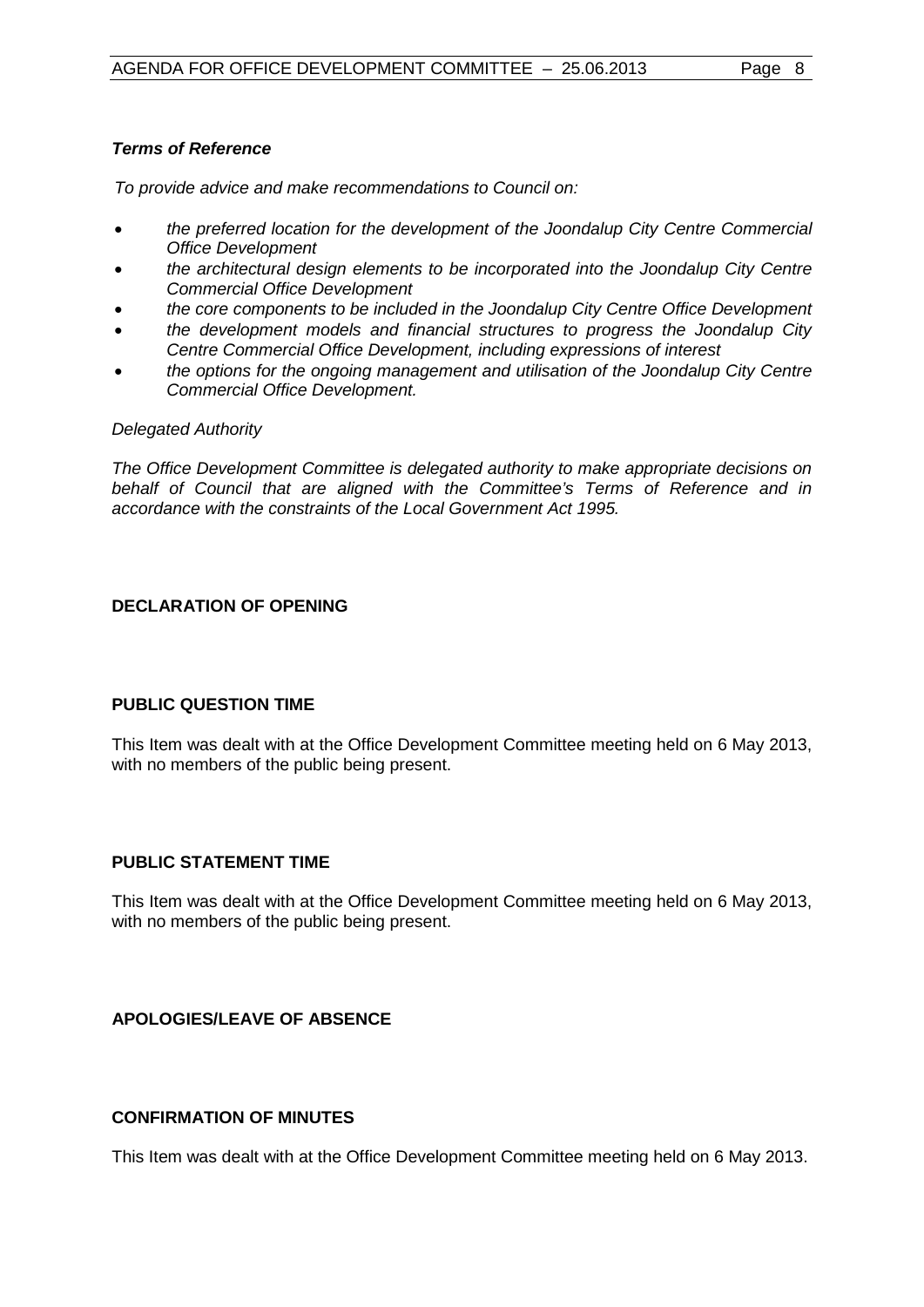***Terms of Reference***

*To provide advice and make recommendations to Council on:*

- *the preferred location for the development of the Joondalup City Centre Commercial Office Development*
- *the architectural design elements to be incorporated into the Joondalup City Centre Commercial Office Development*
- *the core components to be included in the Joondalup City Centre Office Development*
- *the development models and financial structures to progress the Joondalup City Centre Commercial Office Development, including expressions of interest*
- *the options for the ongoing management and utilisation of the Joondalup City Centre Commercial Office Development.*

*Delegated Authority*

*The Office Development Committee is delegated authority to make appropriate decisions on behalf of Council that are aligned with the Committee's Terms of Reference and in accordance with the constraints of the Local Government Act 1995.*

**DECLARATION OF OPENING**

**PUBLIC QUESTION TIME**

This Item was dealt with at the Office Development Committee meeting held on 6 May 2013, with no members of the public being present.

**PUBLIC STATEMENT TIME**

This Item was dealt with at the Office Development Committee meeting held on 6 May 2013, with no members of the public being present.

**APOLOGIES/LEAVE OF ABSENCE**

**CONFIRMATION OF MINUTES**

This Item was dealt with at the Office Development Committee meeting held on 6 May 2013.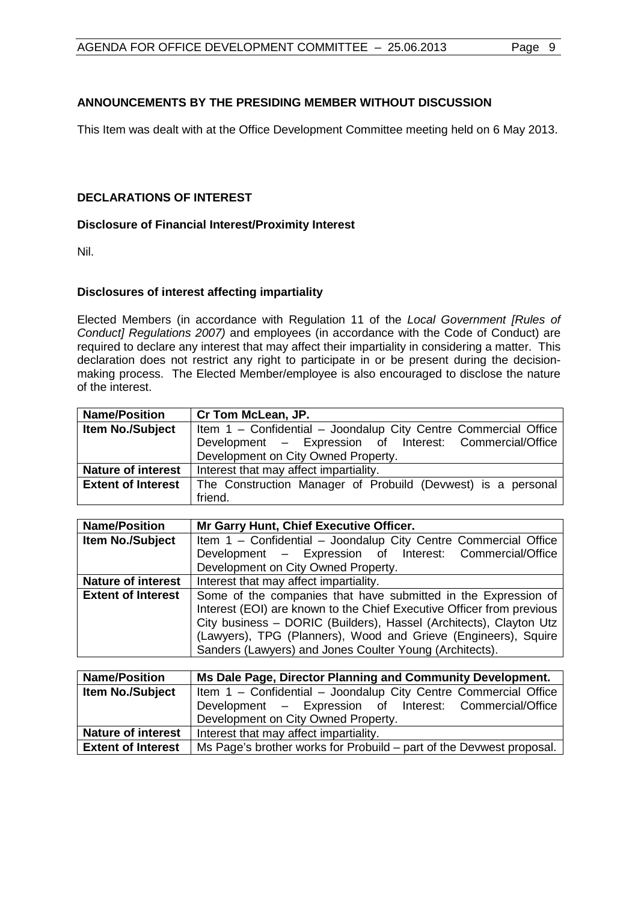## ANNOUNCEMENTS BY THE PRESIDING MEMBER WITHOUT DISCUSSION

This Item was dealt with at the Office Development Committee meeting held on 6 May 2013.

## DECLARATIONS OF INTEREST

### Disclosure of Financial Interest/Proximity Interest

Nil.

### Disclosures of interest affecting impartiality

Elected Members (in accordance with Regulation 11 of the *Local Government [Rules of Conduct] Regulations 2007)* and employees (in accordance with the Code of Conduct) are required to declare any interest that may affect their impartiality in considering a matter. This declaration does not restrict any right to participate in or be present during the decision-making process. The Elected Member/employee is also encouraged to disclose the nature of the interest.

| **Name/Position** | **Cr Tom McLean, JP.** |
|---|---|
| **Item No./Subject** | Item 1 – Confidential – Joondalup City Centre Commercial Office Development – Expression of Interest: Commercial/Office Development on City Owned Property. |
| **Nature of interest** | Interest that may affect impartiality. |
| **Extent of Interest** | The Construction Manager of Probuild (Devwest) is a personal friend. |

| **Name/Position** | **Mr Garry Hunt, Chief Executive Officer.** |
|---|---|
| **Item No./Subject** | Item 1 – Confidential – Joondalup City Centre Commercial Office Development – Expression of Interest: Commercial/Office Development on City Owned Property. |
| **Nature of interest** | Interest that may affect impartiality. |
| **Extent of Interest** | Some of the companies that have submitted in the Expression of Interest (EOI) are known to the Chief Executive Officer from previous City business – DORIC (Builders), Hassel (Architects), Clayton Utz (Lawyers), TPG (Planners), Wood and Grieve (Engineers), Squire Sanders (Lawyers) and Jones Coulter Young (Architects). |

| **Name/Position** | **Ms Dale Page, Director Planning and Community Development.** |
|---|---|
| **Item No./Subject** | Item 1 – Confidential – Joondalup City Centre Commercial Office Development – Expression of Interest: Commercial/Office Development on City Owned Property. |
| **Nature of interest** | Interest that may affect impartiality. |
| **Extent of Interest** | Ms Page's brother works for Probuild – part of the Devwest proposal. |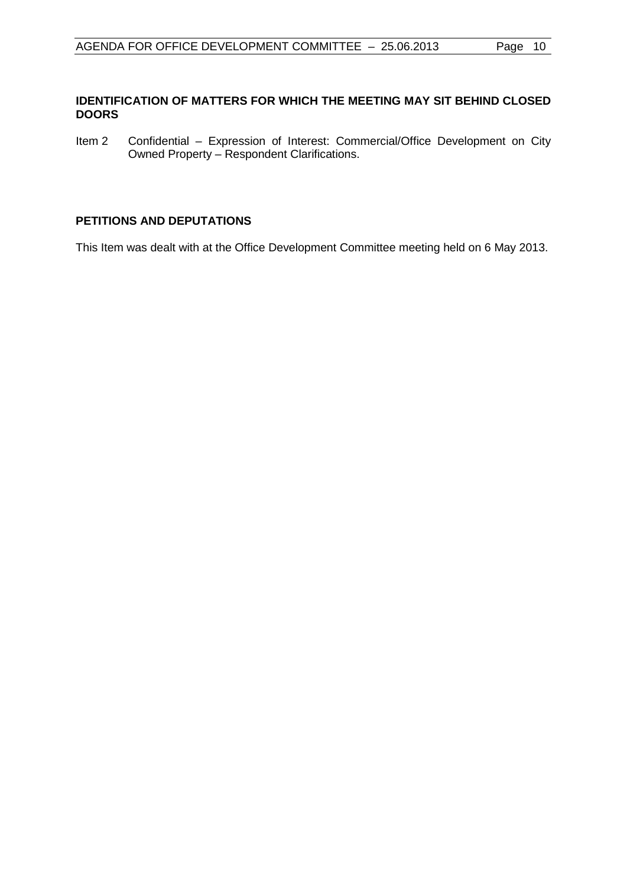## IDENTIFICATION OF MATTERS FOR WHICH THE MEETING MAY SIT BEHIND CLOSED DOORS

Item 2  Confidential – Expression of Interest: Commercial/Office Development on City Owned Property – Respondent Clarifications.

## PETITIONS AND DEPUTATIONS

This Item was dealt with at the Office Development Committee meeting held on 6 May 2013.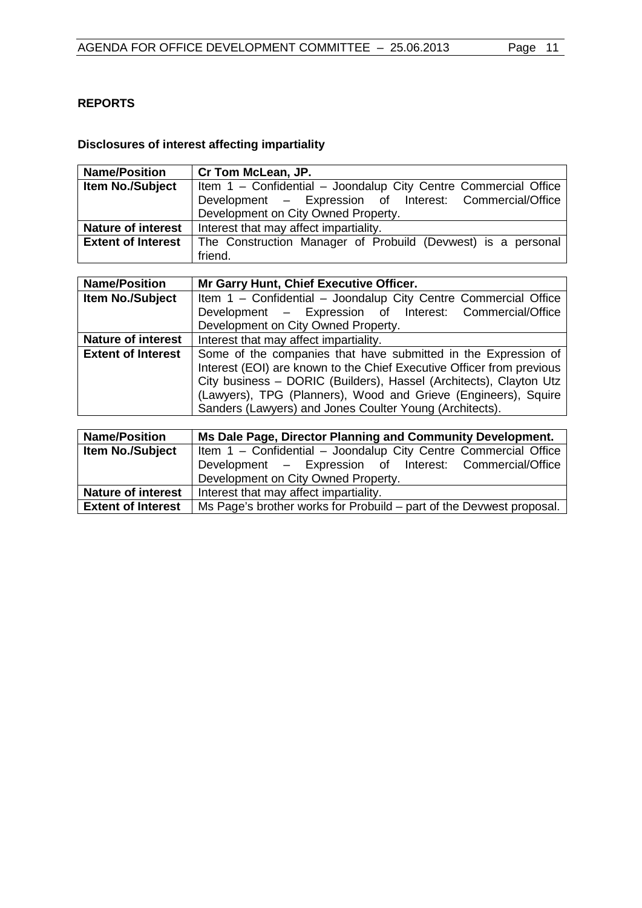**REPORTS**

**Disclosures of interest affecting impartiality**

| **Name/Position** | **Cr Tom McLean, JP.** |
|---|---|
| **Item No./Subject** | Item 1 – Confidential – Joondalup City Centre Commercial Office Development – Expression of Interest: Commercial/Office Development on City Owned Property. |
| **Nature of interest** | Interest that may affect impartiality. |
| **Extent of Interest** | The Construction Manager of Probuild (Devwest) is a personal friend. |

| **Name/Position** | **Mr Garry Hunt, Chief Executive Officer.** |
|---|---|
| **Item No./Subject** | Item 1 – Confidential – Joondalup City Centre Commercial Office Development – Expression of Interest: Commercial/Office Development on City Owned Property. |
| **Nature of interest** | Interest that may affect impartiality. |
| **Extent of Interest** | Some of the companies that have submitted in the Expression of Interest (EOI) are known to the Chief Executive Officer from previous City business – DORIC (Builders), Hassel (Architects), Clayton Utz (Lawyers), TPG (Planners), Wood and Grieve (Engineers), Squire Sanders (Lawyers) and Jones Coulter Young (Architects). |

| **Name/Position** | **Ms Dale Page, Director Planning and Community Development.** |
|---|---|
| **Item No./Subject** | Item 1 – Confidential – Joondalup City Centre Commercial Office Development – Expression of Interest: Commercial/Office Development on City Owned Property. |
| **Nature of interest** | Interest that may affect impartiality. |
| **Extent of Interest** | Ms Page's brother works for Probuild – part of the Devwest proposal. |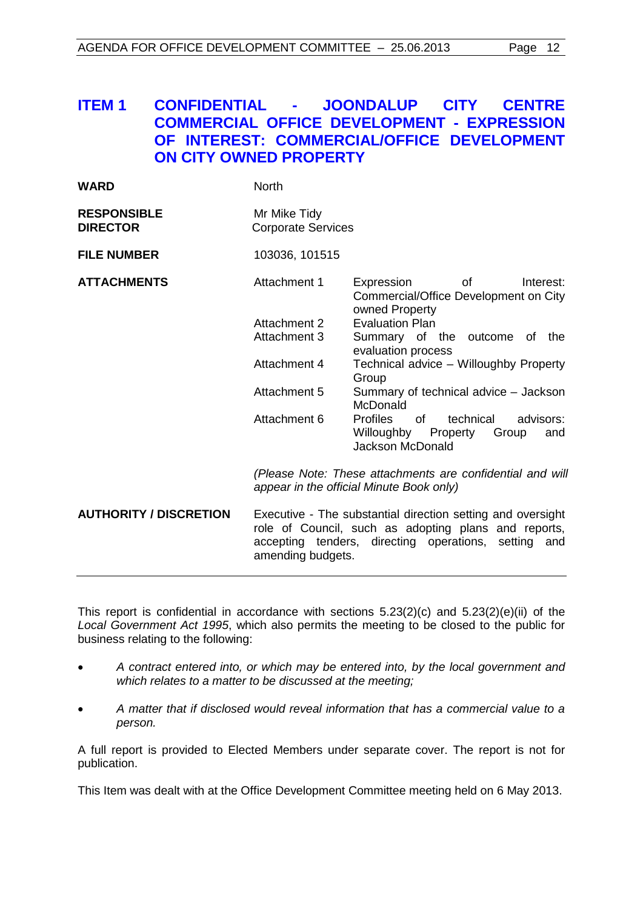## ITEM 1 CONFIDENTIAL - JOONDALUP CITY CENTRE COMMERCIAL OFFICE DEVELOPMENT - EXPRESSION OF INTEREST: COMMERCIAL/OFFICE DEVELOPMENT ON CITY OWNED PROPERTY

| | | |
|---|---|---|
| **WARD** | North | |
| **RESPONSIBLE DIRECTOR** | Mr Mike Tidy<br>Corporate Services | |
| **FILE NUMBER** | 103036, 101515 | |
| **ATTACHMENTS** | Attachment 1 | Expression of Interest: Commercial/Office Development on City owned Property |
| | Attachment 2 | Evaluation Plan |
| | Attachment 3 | Summary of the outcome of the evaluation process |
| | Attachment 4 | Technical advice – Willoughby Property Group |
| | Attachment 5 | Summary of technical advice – Jackson McDonald |
| | Attachment 6 | Profiles of technical advisors: Willoughby Property Group and Jackson McDonald |
| | *(Please Note: These attachments are confidential and will appear in the official Minute Book only)* | |
| **AUTHORITY / DISCRETION** | Executive - The substantial direction setting and oversight role of Council, such as adopting plans and reports, accepting tenders, directing operations, setting and amending budgets. | |

This report is confidential in accordance with sections 5.23(2)(c) and 5.23(2)(e)(ii) of the *Local Government Act 1995*, which also permits the meeting to be closed to the public for business relating to the following:

- *A contract entered into, or which may be entered into, by the local government and which relates to a matter to be discussed at the meeting;*
- *A matter that if disclosed would reveal information that has a commercial value to a person.*

A full report is provided to Elected Members under separate cover. The report is not for publication.

This Item was dealt with at the Office Development Committee meeting held on 6 May 2013.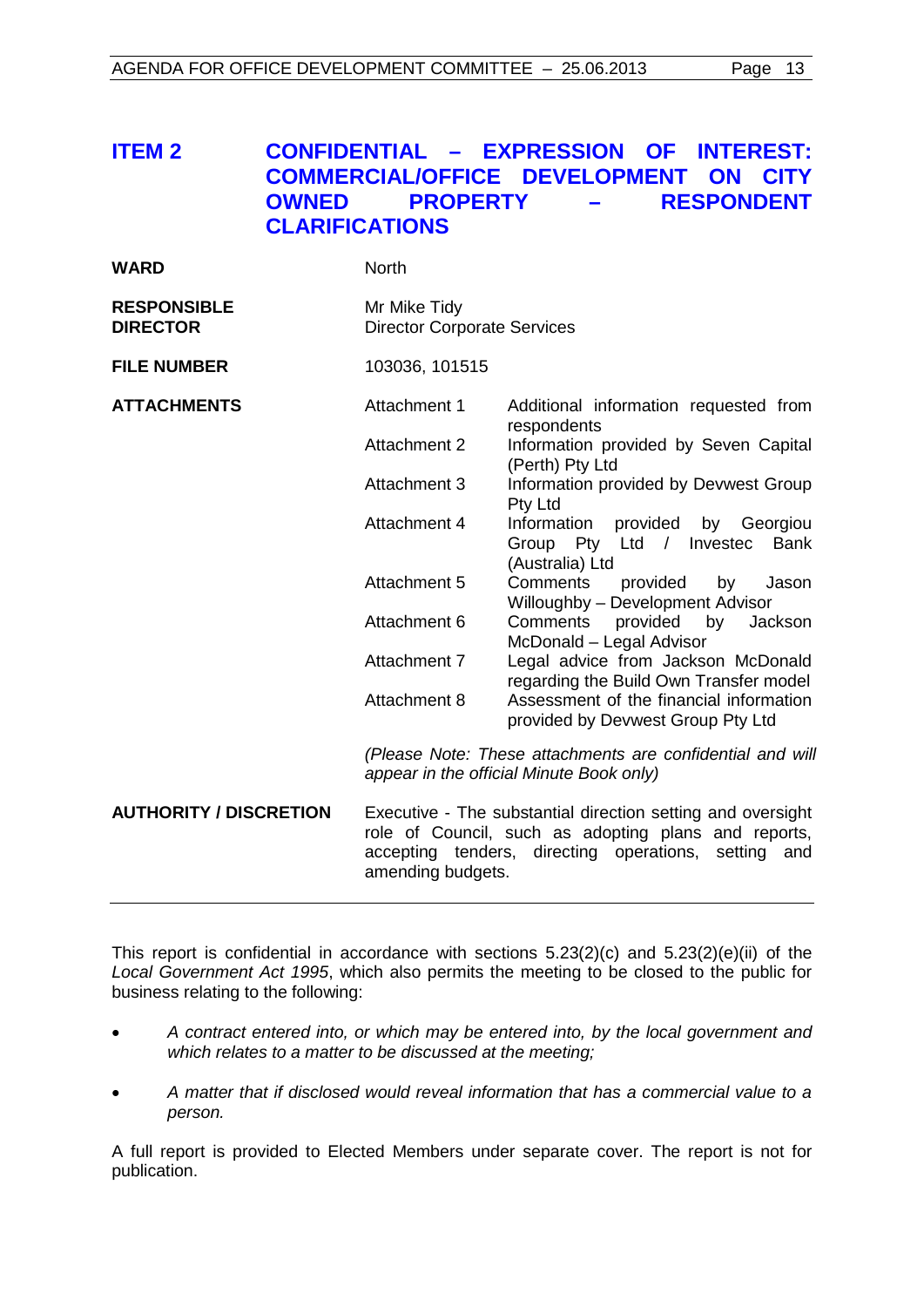## ITEM 2 CONFIDENTIAL – EXPRESSION OF INTEREST: COMMERCIAL/OFFICE DEVELOPMENT ON CITY OWNED PROPERTY – RESPONDENT CLARIFICATIONS

| | | |
|---|---|---|
| **WARD** | North | |
| **RESPONSIBLE DIRECTOR** | Mr Mike Tidy<br>Director Corporate Services | |
| **FILE NUMBER** | 103036, 101515 | |
| **ATTACHMENTS** | Attachment 1 | Additional information requested from respondents |
| | Attachment 2 | Information provided by Seven Capital (Perth) Pty Ltd |
| | Attachment 3 | Information provided by Devwest Group Pty Ltd |
| | Attachment 4 | Information provided by Georgiou Group Pty Ltd / Investec Bank (Australia) Ltd |
| | Attachment 5 | Comments provided by Jason Willoughby – Development Advisor |
| | Attachment 6 | Comments provided by Jackson McDonald – Legal Advisor |
| | Attachment 7 | Legal advice from Jackson McDonald regarding the Build Own Transfer model |
| | Attachment 8 | Assessment of the financial information provided by Devwest Group Pty Ltd |
| | *(Please Note: These attachments are confidential and will appear in the official Minute Book only)* | |
| **AUTHORITY / DISCRETION** | Executive - The substantial direction setting and oversight role of Council, such as adopting plans and reports, accepting tenders, directing operations, setting and amending budgets. | |

This report is confidential in accordance with sections 5.23(2)(c) and 5.23(2)(e)(ii) of the *Local Government Act 1995*, which also permits the meeting to be closed to the public for business relating to the following:

- *A contract entered into, or which may be entered into, by the local government and which relates to a matter to be discussed at the meeting;*
- *A matter that if disclosed would reveal information that has a commercial value to a person.*

A full report is provided to Elected Members under separate cover. The report is not for publication.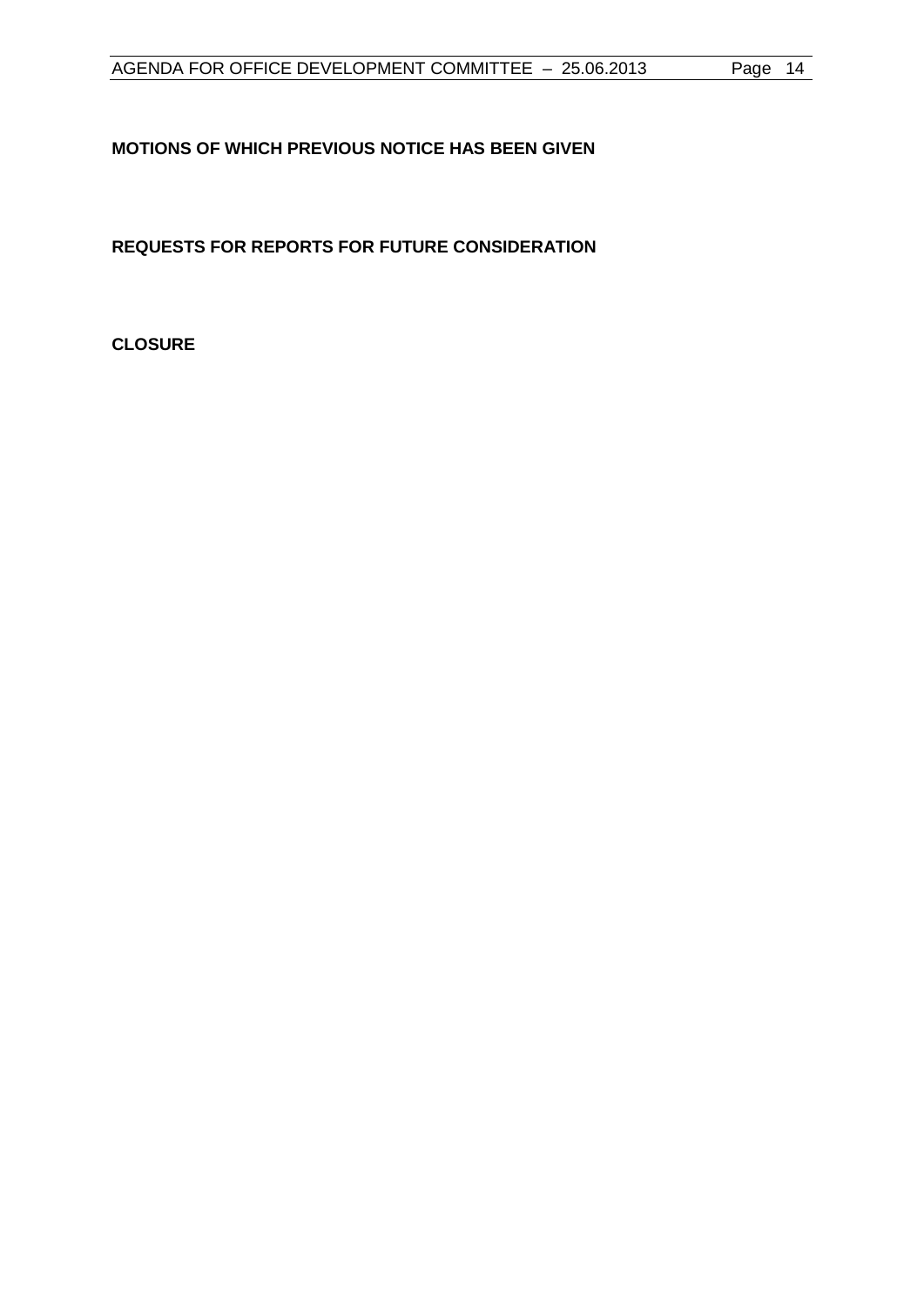**MOTIONS OF WHICH PREVIOUS NOTICE HAS BEEN GIVEN**

**REQUESTS FOR REPORTS FOR FUTURE CONSIDERATION**

**CLOSURE**